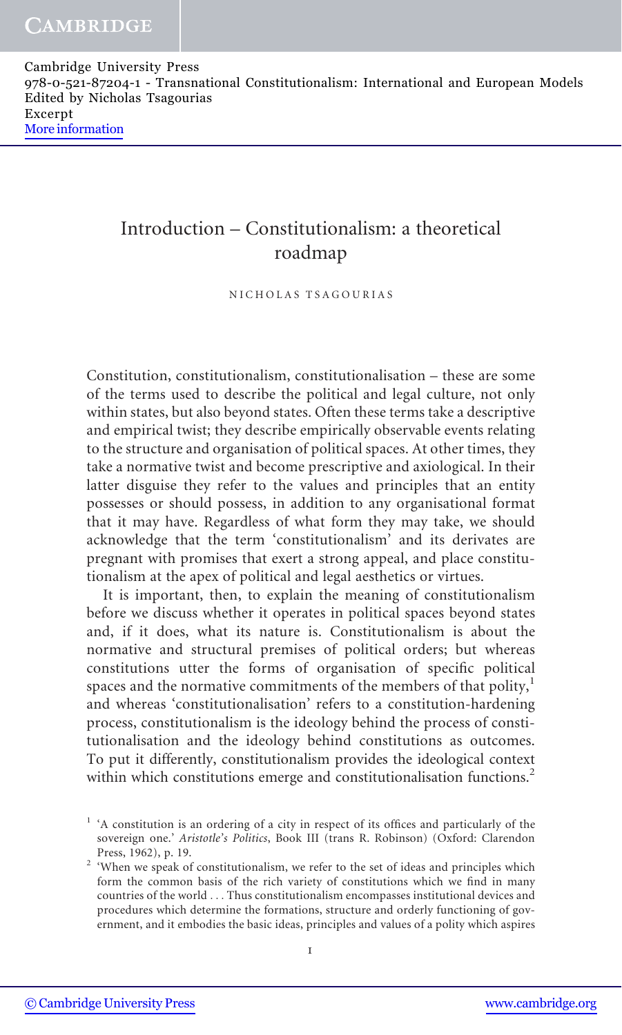# Introduction – Constitutionalism: a theoretical roadmap

NICHOLAS TSAGOURIAS

Constitution, constitutionalism, constitutionalisation – these are some of the terms used to describe the political and legal culture, not only within states, but also beyond states. Often these terms take a descriptive and empirical twist; they describe empirically observable events relating to the structure and organisation of political spaces. At other times, they take a normative twist and become prescriptive and axiological. In their latter disguise they refer to the values and principles that an entity possesses or should possess, in addition to any organisational format that it may have. Regardless of what form they may take, we should acknowledge that the term 'constitutionalism' and its derivates are pregnant with promises that exert a strong appeal, and place constitutionalism at the apex of political and legal aesthetics or virtues.

It is important, then, to explain the meaning of constitutionalism before we discuss whether it operates in political spaces beyond states and, if it does, what its nature is. Constitutionalism is about the normative and structural premises of political orders; but whereas constitutions utter the forms of organisation of specific political spaces and the normative commitments of the members of that polity,[1] and whereas 'constitutionalisation' refers to a constitution-hardening process, constitutionalism is the ideology behind the process of constitutionalisation and the ideology behind constitutions as outcomes. To put it differently, constitutionalism provides the ideological context within which constitutions emerge and constitutionalisation functions.[2]

[1] 'A constitution is an ordering of a city in respect of its offices and particularly of the sovereign one.' *Aristotle's Politics*, Book III (trans R. Robinson) (Oxford: Clarendon Press, 1962), p. 19.

[2] 'When we speak of constitutionalism, we refer to the set of ideas and principles which form the common basis of the rich variety of constitutions which we find in many countries of the world . . . Thus constitutionalism encompasses institutional devices and procedures which determine the formations, structure and orderly functioning of government, and it embodies the basic ideas, principles and values of a polity which aspires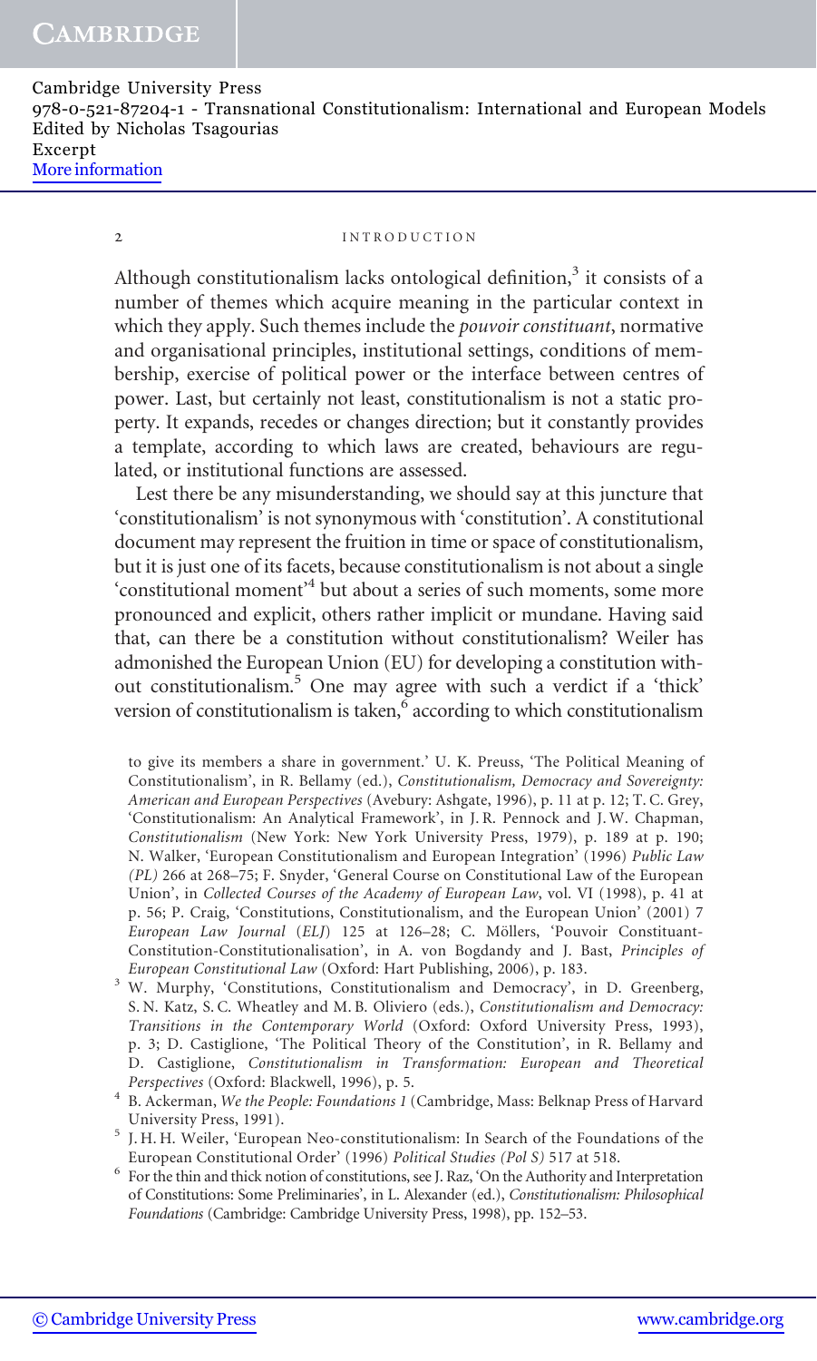Although constitutionalism lacks ontological definition,[3] it consists of a number of themes which acquire meaning in the particular context in which they apply. Such themes include the *pouvoir constituant*, normative and organisational principles, institutional settings, conditions of membership, exercise of political power or the interface between centres of power. Last, but certainly not least, constitutionalism is not a static property. It expands, recedes or changes direction; but it constantly provides a template, according to which laws are created, behaviours are regulated, or institutional functions are assessed.

Lest there be any misunderstanding, we should say at this juncture that 'constitutionalism' is not synonymous with 'constitution'. A constitutional document may represent the fruition in time or space of constitutionalism, but it is just one of its facets, because constitutionalism is not about a single 'constitutional moment'[4] but about a series of such moments, some more pronounced and explicit, others rather implicit or mundane. Having said that, can there be a constitution without constitutionalism? Weiler has admonished the European Union (EU) for developing a constitution without constitutionalism.[5] One may agree with such a verdict if a 'thick' version of constitutionalism is taken,[6] according to which constitutionalism

---

to give its members a share in government.' U. K. Preuss, 'The Political Meaning of Constitutionalism', in R. Bellamy (ed.), *Constitutionalism, Democracy and Sovereignty: American and European Perspectives* (Avebury: Ashgate, 1996), p. 11 at p. 12; T. C. Grey, 'Constitutionalism: An Analytical Framework', in J. R. Pennock and J. W. Chapman, *Constitutionalism* (New York: New York University Press, 1979), p. 189 at p. 190; N. Walker, 'European Constitutionalism and European Integration' (1996) *Public Law (PL)* 266 at 268–75; F. Snyder, 'General Course on Constitutional Law of the European Union', in *Collected Courses of the Academy of European Law*, vol. VI (1998), p. 41 at p. 56; P. Craig, 'Constitutions, Constitutionalism, and the European Union' (2001) 7 *European Law Journal* (*ELJ*) 125 at 126–28; C. Möllers, 'Pouvoir Constituant-Constitution-Constitutionalisation', in A. von Bogdandy and J. Bast, *Principles of European Constitutional Law* (Oxford: Hart Publishing, 2006), p. 183.

[3] W. Murphy, 'Constitutions, Constitutionalism and Democracy', in D. Greenberg, S. N. Katz, S. C. Wheatley and M. B. Oliviero (eds.), *Constitutionalism and Democracy: Transitions in the Contemporary World* (Oxford: Oxford University Press, 1993), p. 3; D. Castiglione, 'The Political Theory of the Constitution', in R. Bellamy and D. Castiglione, *Constitutionalism in Transformation: European and Theoretical Perspectives* (Oxford: Blackwell, 1996), p. 5.

[4] B. Ackerman, *We the People: Foundations 1* (Cambridge, Mass: Belknap Press of Harvard University Press, 1991).

[5] J. H. H. Weiler, 'European Neo-constitutionalism: In Search of the Foundations of the European Constitutional Order' (1996) *Political Studies (Pol S)* 517 at 518.

[6] For the thin and thick notion of constitutions, see J. Raz, 'On the Authority and Interpretation of Constitutions: Some Preliminaries', in L. Alexander (ed.), *Constitutionalism: Philosophical Foundations* (Cambridge: Cambridge University Press, 1998), pp. 152–53.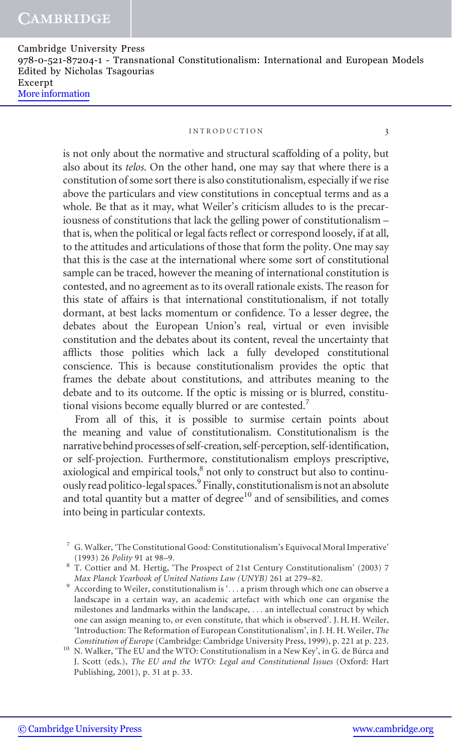is not only about the normative and structural scaffolding of a polity, but also about its *telos*. On the other hand, one may say that where there is a constitution of some sort there is also constitutionalism, especially if we rise above the particulars and view constitutions in conceptual terms and as a whole. Be that as it may, what Weiler's criticism alludes to is the precariousness of constitutions that lack the gelling power of constitutionalism – that is, when the political or legal facts reflect or correspond loosely, if at all, to the attitudes and articulations of those that form the polity. One may say that this is the case at the international where some sort of constitutional sample can be traced, however the meaning of international constitution is contested, and no agreement as to its overall rationale exists. The reason for this state of affairs is that international constitutionalism, if not totally dormant, at best lacks momentum or confidence. To a lesser degree, the debates about the European Union's real, virtual or even invisible constitution and the debates about its content, reveal the uncertainty that afflicts those polities which lack a fully developed constitutional conscience. This is because constitutionalism provides the optic that frames the debate about constitutions, and attributes meaning to the debate and to its outcome. If the optic is missing or is blurred, constitutional visions become equally blurred or are contested.[7]

From all of this, it is possible to surmise certain points about the meaning and value of constitutionalism. Constitutionalism is the narrative behind processes of self-creation, self-perception, self-identification, or self-projection. Furthermore, constitutionalism employs prescriptive, axiological and empirical tools,[8] not only to construct but also to continuously read politico-legal spaces.[9] Finally, constitutionalism is not an absolute and total quantity but a matter of degree[10] and of sensibilities, and comes into being in particular contexts.

[7] G. Walker, 'The Constitutional Good: Constitutionalism's Equivocal Moral Imperative' (1993) 26 *Polity* 91 at 98–9.

[8] T. Cottier and M. Hertig, 'The Prospect of 21st Century Constitutionalism' (2003) 7 *Max Planck Yearbook of United Nations Law (UNYB)* 261 at 279–82.

[9] According to Weiler, constitutionalism is '. . . a prism through which one can observe a landscape in a certain way, an academic artefact with which one can organise the milestones and landmarks within the landscape, . . . an intellectual construct by which one can assign meaning to, or even constitute, that which is observed'. J. H. H. Weiler, 'Introduction: The Reformation of European Constitutionalism', in J. H. H. Weiler, *The Constitution of Europe* (Cambridge: Cambridge University Press, 1999), p. 221 at p. 223.

[10] N. Walker, 'The EU and the WTO: Constitutionalism in a New Key', in G. de Búrca and J. Scott (eds.), *The EU and the WTO: Legal and Constitutional Issues* (Oxford: Hart Publishing, 2001), p. 31 at p. 33.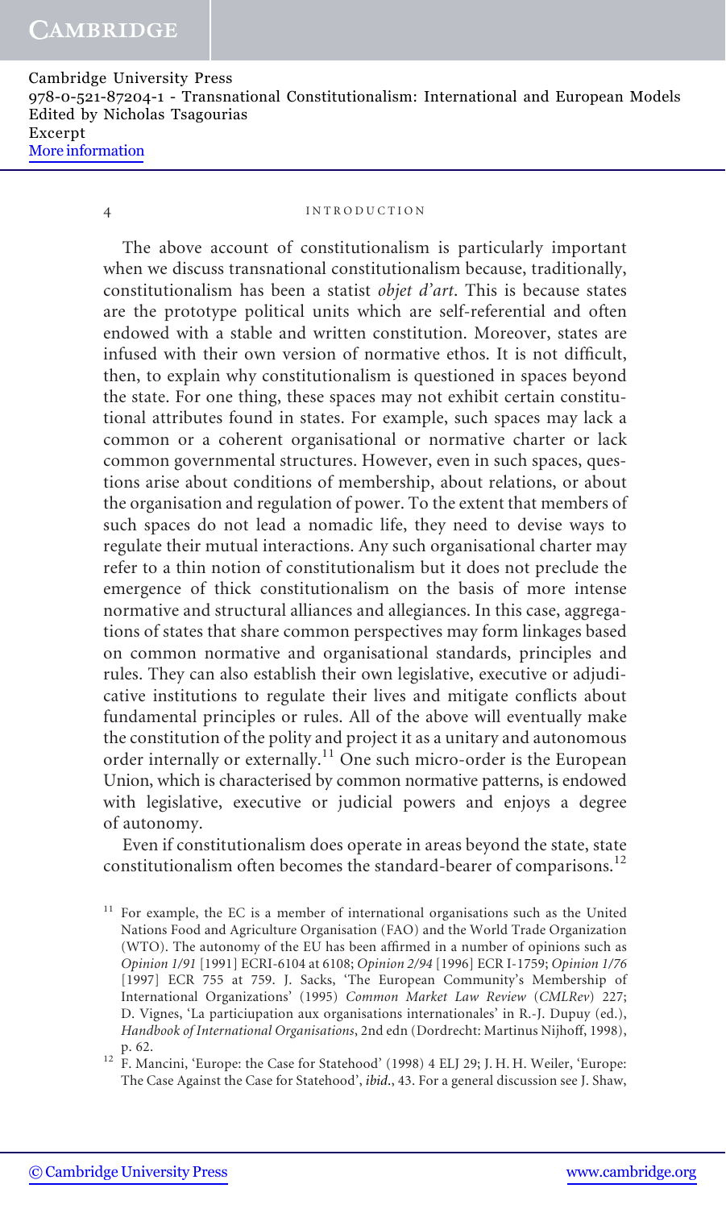The above account of constitutionalism is particularly important when we discuss transnational constitutionalism because, traditionally, constitutionalism has been a statist *objet d'art*. This is because states are the prototype political units which are self-referential and often endowed with a stable and written constitution. Moreover, states are infused with their own version of normative ethos. It is not difficult, then, to explain why constitutionalism is questioned in spaces beyond the state. For one thing, these spaces may not exhibit certain constitutional attributes found in states. For example, such spaces may lack a common or a coherent organisational or normative charter or lack common governmental structures. However, even in such spaces, questions arise about conditions of membership, about relations, or about the organisation and regulation of power. To the extent that members of such spaces do not lead a nomadic life, they need to devise ways to regulate their mutual interactions. Any such organisational charter may refer to a thin notion of constitutionalism but it does not preclude the emergence of thick constitutionalism on the basis of more intense normative and structural alliances and allegiances. In this case, aggregations of states that share common perspectives may form linkages based on common normative and organisational standards, principles and rules. They can also establish their own legislative, executive or adjudicative institutions to regulate their lives and mitigate conflicts about fundamental principles or rules. All of the above will eventually make the constitution of the polity and project it as a unitary and autonomous order internally or externally.[11] One such micro-order is the European Union, which is characterised by common normative patterns, is endowed with legislative, executive or judicial powers and enjoys a degree of autonomy.

Even if constitutionalism does operate in areas beyond the state, state constitutionalism often becomes the standard-bearer of comparisons.[12]

[11] For example, the EC is a member of international organisations such as the United Nations Food and Agriculture Organisation (FAO) and the World Trade Organization (WTO). The autonomy of the EU has been affirmed in a number of opinions such as *Opinion 1/91* [1991] ECRI-6104 at 6108; *Opinion 2/94* [1996] ECR I-1759; *Opinion 1/76* [1997] ECR 755 at 759. J. Sacks, 'The European Community's Membership of International Organizations' (1995) *Common Market Law Review* (*CMLRev*) 227; D. Vignes, 'La particiupation aux organisations internationales' in R.-J. Dupuy (ed.), *Handbook of International Organisations*, 2nd edn (Dordrecht: Martinus Nijhoff, 1998), p. 62.

[12] F. Mancini, 'Europe: the Case for Statehood' (1998) 4 ELJ 29; J. H. H. Weiler, 'Europe: The Case Against the Case for Statehood', *ibid*., 43. For a general discussion see J. Shaw,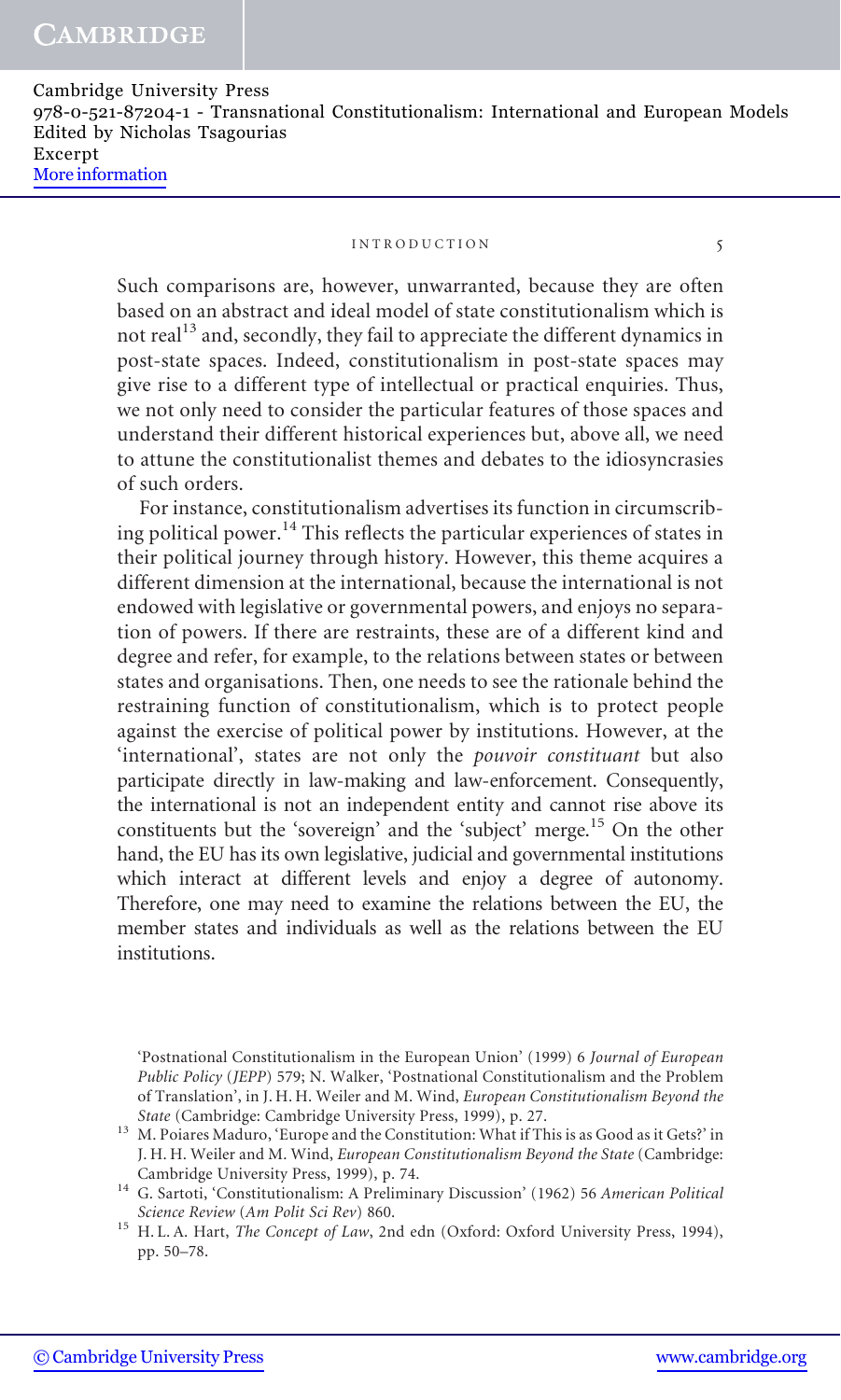Such comparisons are, however, unwarranted, because they are often based on an abstract and ideal model of state constitutionalism which is not real[13] and, secondly, they fail to appreciate the different dynamics in post-state spaces. Indeed, constitutionalism in post-state spaces may give rise to a different type of intellectual or practical enquiries. Thus, we not only need to consider the particular features of those spaces and understand their different historical experiences but, above all, we need to attune the constitutionalist themes and debates to the idiosyncrasies of such orders.

For instance, constitutionalism advertises its function in circumscribing political power.[14] This reflects the particular experiences of states in their political journey through history. However, this theme acquires a different dimension at the international, because the international is not endowed with legislative or governmental powers, and enjoys no separation of powers. If there are restraints, these are of a different kind and degree and refer, for example, to the relations between states or between states and organisations. Then, one needs to see the rationale behind the restraining function of constitutionalism, which is to protect people against the exercise of political power by institutions. However, at the 'international', states are not only the *pouvoir constituant* but also participate directly in law-making and law-enforcement. Consequently, the international is not an independent entity and cannot rise above its constituents but the 'sovereign' and the 'subject' merge.[15] On the other hand, the EU has its own legislative, judicial and governmental institutions which interact at different levels and enjoy a degree of autonomy. Therefore, one may need to examine the relations between the EU, the member states and individuals as well as the relations between the EU institutions.

'Postnational Constitutionalism in the European Union' (1999) 6 *Journal of European Public Policy* (*JEPP*) 579; N. Walker, 'Postnational Constitutionalism and the Problem of Translation', in J. H. H. Weiler and M. Wind, *European Constitutionalism Beyond the State* (Cambridge: Cambridge University Press, 1999), p. 27.

[13] M. Poiares Maduro, 'Europe and the Constitution: What if This is as Good as it Gets?' in J. H. H. Weiler and M. Wind, *European Constitutionalism Beyond the State* (Cambridge: Cambridge University Press, 1999), p. 74.

[14] G. Sartoti, 'Constitutionalism: A Preliminary Discussion' (1962) 56 *American Political Science Review* (*Am Polit Sci Rev*) 860.

[15] H. L. A. Hart, *The Concept of Law*, 2nd edn (Oxford: Oxford University Press, 1994), pp. 50–78.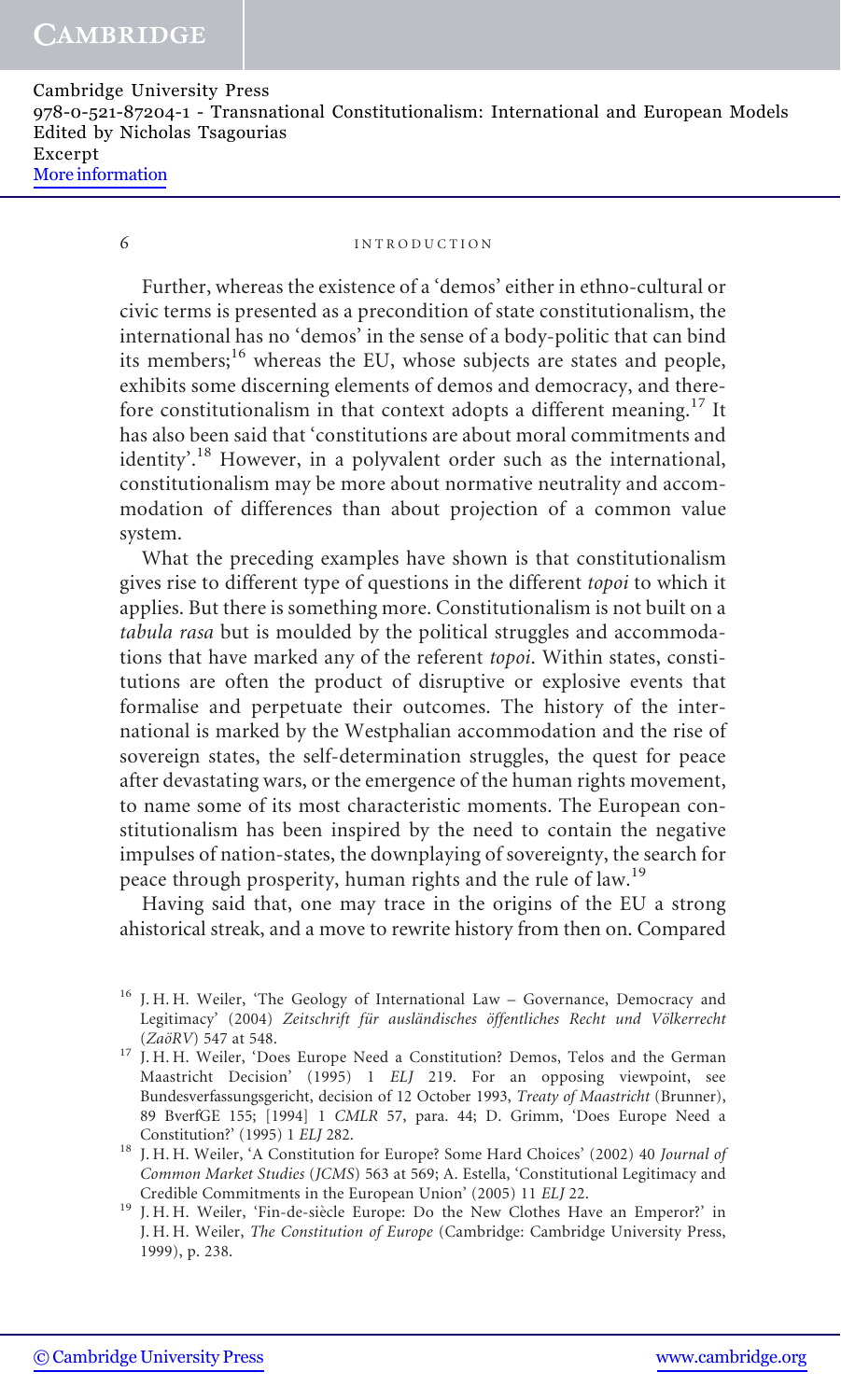Further, whereas the existence of a 'demos' either in ethno-cultural or civic terms is presented as a precondition of state constitutionalism, the international has no 'demos' in the sense of a body-politic that can bind its members;[16] whereas the EU, whose subjects are states and people, exhibits some discerning elements of demos and democracy, and therefore constitutionalism in that context adopts a different meaning.[17] It has also been said that 'constitutions are about moral commitments and identity'.[18] However, in a polyvalent order such as the international, constitutionalism may be more about normative neutrality and accommodation of differences than about projection of a common value system.

What the preceding examples have shown is that constitutionalism gives rise to different type of questions in the different *topoi* to which it applies. But there is something more. Constitutionalism is not built on a *tabula rasa* but is moulded by the political struggles and accommodations that have marked any of the referent *topoi*. Within states, constitutions are often the product of disruptive or explosive events that formalise and perpetuate their outcomes. The history of the international is marked by the Westphalian accommodation and the rise of sovereign states, the self-determination struggles, the quest for peace after devastating wars, or the emergence of the human rights movement, to name some of its most characteristic moments. The European constitutionalism has been inspired by the need to contain the negative impulses of nation-states, the downplaying of sovereignty, the search for peace through prosperity, human rights and the rule of law.[19]

Having said that, one may trace in the origins of the EU a strong ahistorical streak, and a move to rewrite history from then on. Compared

[16] J. H. H. Weiler, 'The Geology of International Law – Governance, Democracy and Legitimacy' (2004) *Zeitschrift für ausländisches öffentliches Recht und Völkerrecht* (*ZaöRV*) 547 at 548.

[17] J. H. H. Weiler, 'Does Europe Need a Constitution? Demos, Telos and the German Maastricht Decision' (1995) 1 *ELJ* 219. For an opposing viewpoint, see Bundesverfassungsgericht, decision of 12 October 1993, *Treaty of Maastricht* (Brunner), 89 BverfGE 155; [1994] 1 *CMLR* 57, para. 44; D. Grimm, 'Does Europe Need a Constitution?' (1995) 1 *ELJ* 282.

[18] J. H. H. Weiler, 'A Constitution for Europe? Some Hard Choices' (2002) 40 *Journal of Common Market Studies* (*JCMS*) 563 at 569; A. Estella, 'Constitutional Legitimacy and Credible Commitments in the European Union' (2005) 11 *ELJ* 22.

[19] J. H. H. Weiler, 'Fin-de-siècle Europe: Do the New Clothes Have an Emperor?' in J. H. H. Weiler, *The Constitution of Europe* (Cambridge: Cambridge University Press, 1999), p. 238.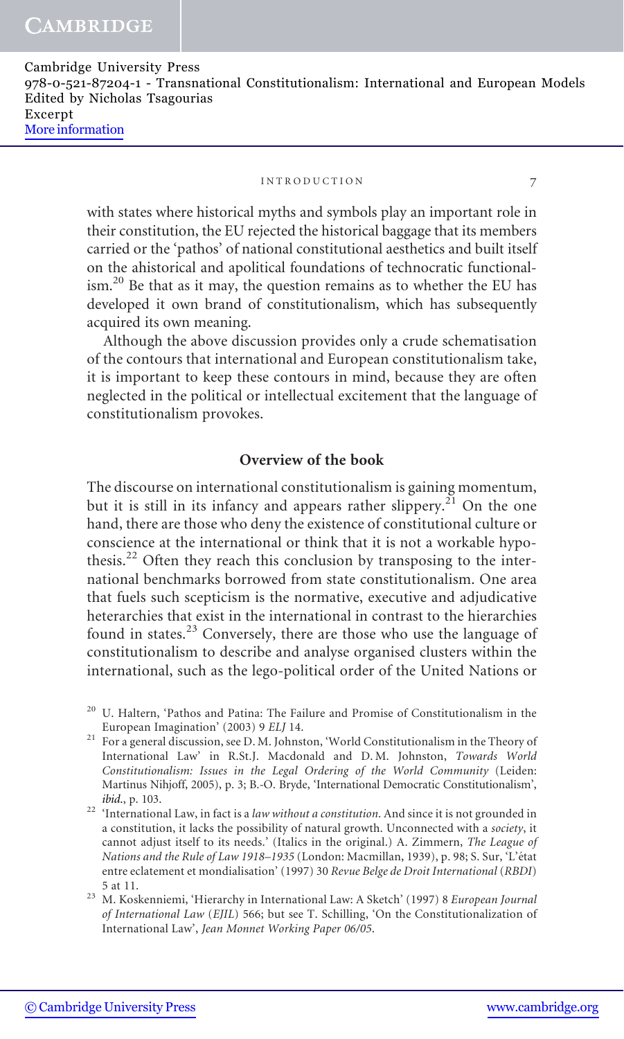with states where historical myths and symbols play an important role in their constitution, the EU rejected the historical baggage that its members carried or the 'pathos' of national constitutional aesthetics and built itself on the ahistorical and apolitical foundations of technocratic functionalism.[20] Be that as it may, the question remains as to whether the EU has developed it own brand of constitutionalism, which has subsequently acquired its own meaning.

Although the above discussion provides only a crude schematisation of the contours that international and European constitutionalism take, it is important to keep these contours in mind, because they are often neglected in the political or intellectual excitement that the language of constitutionalism provokes.

## Overview of the book

The discourse on international constitutionalism is gaining momentum, but it is still in its infancy and appears rather slippery.[21] On the one hand, there are those who deny the existence of constitutional culture or conscience at the international or think that it is not a workable hypothesis.[22] Often they reach this conclusion by transposing to the international benchmarks borrowed from state constitutionalism. One area that fuels such scepticism is the normative, executive and adjudicative heterarchies that exist in the international in contrast to the hierarchies found in states.[23] Conversely, there are those who use the language of constitutionalism to describe and analyse organised clusters within the international, such as the lego-political order of the United Nations or

[20] U. Haltern, 'Pathos and Patina: The Failure and Promise of Constitutionalism in the European Imagination' (2003) 9 *ELJ* 14.

[21] For a general discussion, see D. M. Johnston, 'World Constitutionalism in the Theory of International Law' in R.St.J. Macdonald and D. M. Johnston, *Towards World Constitutionalism: Issues in the Legal Ordering of the World Community* (Leiden: Martinus Nihjoff, 2005), p. 3; B.-O. Bryde, 'International Democratic Constitutionalism', *ibid.*, p. 103.

[22] 'International Law, in fact is a *law without a constitution*. And since it is not grounded in a constitution, it lacks the possibility of natural growth. Unconnected with a *society*, it cannot adjust itself to its needs.' (Italics in the original.) A. Zimmern, *The League of Nations and the Rule of Law 1918–1935* (London: Macmillan, 1939), p. 98; S. Sur, 'L'état entre eclatement et mondialisation' (1997) 30 *Revue Belge de Droit International* (*RBDI*) 5 at 11.

[23] M. Koskenniemi, 'Hierarchy in International Law: A Sketch' (1997) 8 *European Journal of International Law* (*EJIL*) 566; but see T. Schilling, 'On the Constitutionalization of International Law', *Jean Monnet Working Paper 06/05*.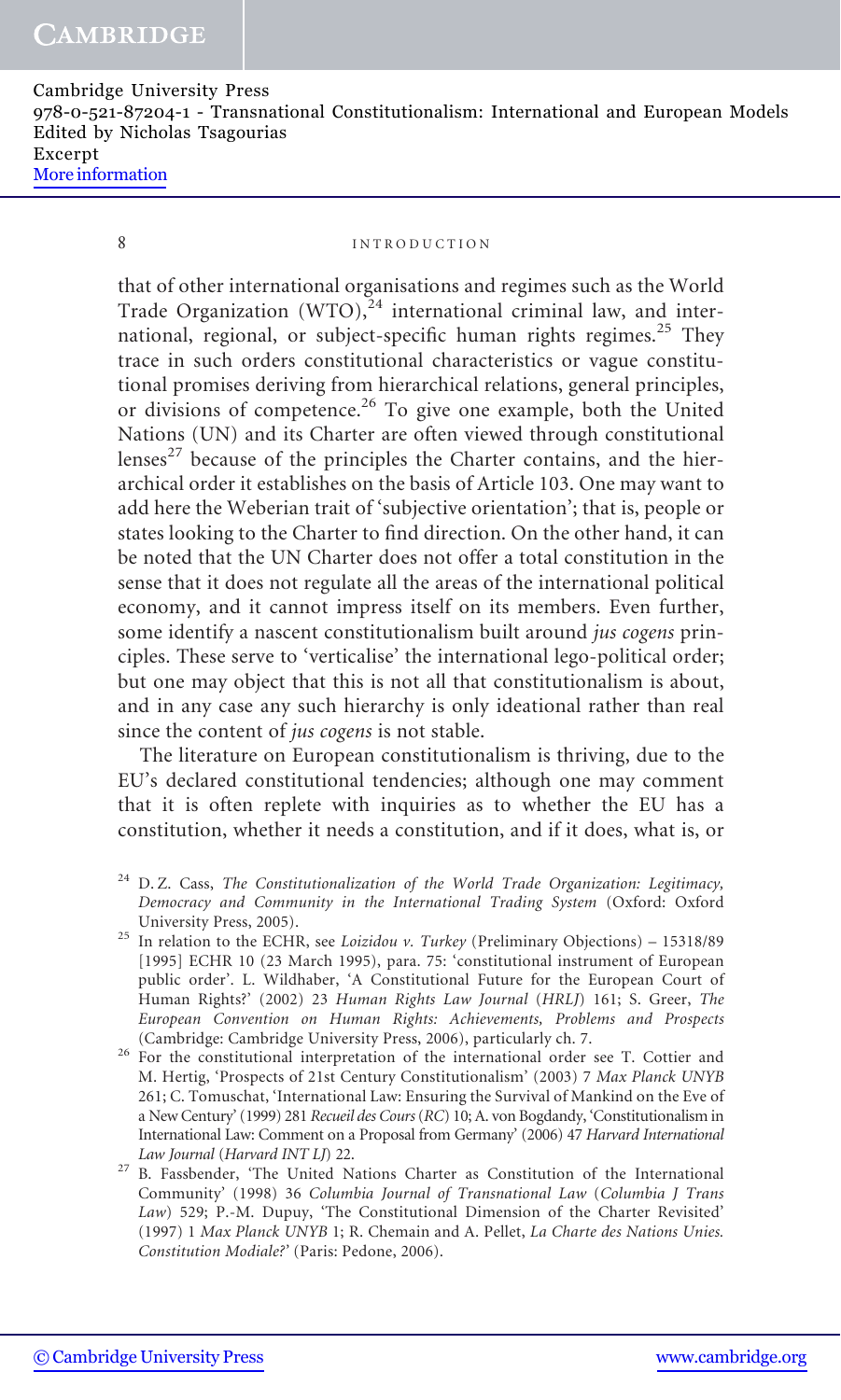that of other international organisations and regimes such as the World Trade Organization (WTO),[24] international criminal law, and international, regional, or subject-specific human rights regimes.[25] They trace in such orders constitutional characteristics or vague constitutional promises deriving from hierarchical relations, general principles, or divisions of competence.[26] To give one example, both the United Nations (UN) and its Charter are often viewed through constitutional lenses[27] because of the principles the Charter contains, and the hierarchical order it establishes on the basis of Article 103. One may want to add here the Weberian trait of 'subjective orientation'; that is, people or states looking to the Charter to find direction. On the other hand, it can be noted that the UN Charter does not offer a total constitution in the sense that it does not regulate all the areas of the international political economy, and it cannot impress itself on its members. Even further, some identify a nascent constitutionalism built around *jus cogens* principles. These serve to 'verticalise' the international lego-political order; but one may object that this is not all that constitutionalism is about, and in any case any such hierarchy is only ideational rather than real since the content of *jus cogens* is not stable.

The literature on European constitutionalism is thriving, due to the EU's declared constitutional tendencies; although one may comment that it is often replete with inquiries as to whether the EU has a constitution, whether it needs a constitution, and if it does, what is, or

---

[24] D. Z. Cass, *The Constitutionalization of the World Trade Organization: Legitimacy, Democracy and Community in the International Trading System* (Oxford: Oxford University Press, 2005).

[25] In relation to the ECHR, see *Loizidou v. Turkey* (Preliminary Objections) – 15318/89 [1995] ECHR 10 (23 March 1995), para. 75: 'constitutional instrument of European public order'. L. Wildhaber, 'A Constitutional Future for the European Court of Human Rights?' (2002) 23 *Human Rights Law Journal* (*HRLJ*) 161; S. Greer, *The European Convention on Human Rights: Achievements, Problems and Prospects* (Cambridge: Cambridge University Press, 2006), particularly ch. 7.

[26] For the constitutional interpretation of the international order see T. Cottier and M. Hertig, 'Prospects of 21st Century Constitutionalism' (2003) 7 *Max Planck UNYB* 261; C. Tomuschat, 'International Law: Ensuring the Survival of Mankind on the Eve of a New Century' (1999) 281 *Recueil des Cours* (*RC*) 10; A. von Bogdandy, 'Constitutionalism in International Law: Comment on a Proposal from Germany' (2006) 47 *Harvard International Law Journal* (*Harvard INT LJ*) 22.

[27] B. Fassbender, 'The United Nations Charter as Constitution of the International Community' (1998) 36 *Columbia Journal of Transnational Law* (*Columbia J Trans Law*) 529; P.-M. Dupuy, 'The Constitutional Dimension of the Charter Revisited' (1997) 1 *Max Planck UNYB* 1; R. Chemain and A. Pellet, *La Charte des Nations Unies. Constitution Modiale?* (Paris: Pedone, 2006).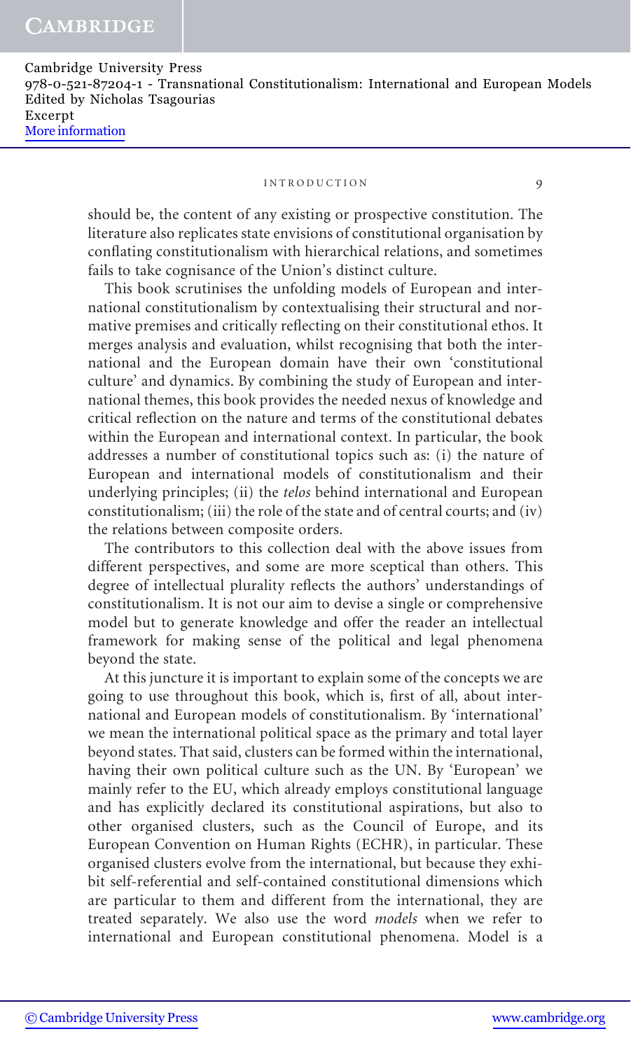should be, the content of any existing or prospective constitution. The literature also replicates state envisions of constitutional organisation by conflating constitutionalism with hierarchical relations, and sometimes fails to take cognisance of the Union's distinct culture.

This book scrutinises the unfolding models of European and international constitutionalism by contextualising their structural and normative premises and critically reflecting on their constitutional ethos. It merges analysis and evaluation, whilst recognising that both the international and the European domain have their own 'constitutional culture' and dynamics. By combining the study of European and international themes, this book provides the needed nexus of knowledge and critical reflection on the nature and terms of the constitutional debates within the European and international context. In particular, the book addresses a number of constitutional topics such as: (i) the nature of European and international models of constitutionalism and their underlying principles; (ii) the *telos* behind international and European constitutionalism; (iii) the role of the state and of central courts; and (iv) the relations between composite orders.

The contributors to this collection deal with the above issues from different perspectives, and some are more sceptical than others. This degree of intellectual plurality reflects the authors' understandings of constitutionalism. It is not our aim to devise a single or comprehensive model but to generate knowledge and offer the reader an intellectual framework for making sense of the political and legal phenomena beyond the state.

At this juncture it is important to explain some of the concepts we are going to use throughout this book, which is, first of all, about international and European models of constitutionalism. By 'international' we mean the international political space as the primary and total layer beyond states. That said, clusters can be formed within the international, having their own political culture such as the UN. By 'European' we mainly refer to the EU, which already employs constitutional language and has explicitly declared its constitutional aspirations, but also to other organised clusters, such as the Council of Europe, and its European Convention on Human Rights (ECHR), in particular. These organised clusters evolve from the international, but because they exhibit self-referential and self-contained constitutional dimensions which are particular to them and different from the international, they are treated separately. We also use the word *models* when we refer to international and European constitutional phenomena. Model is a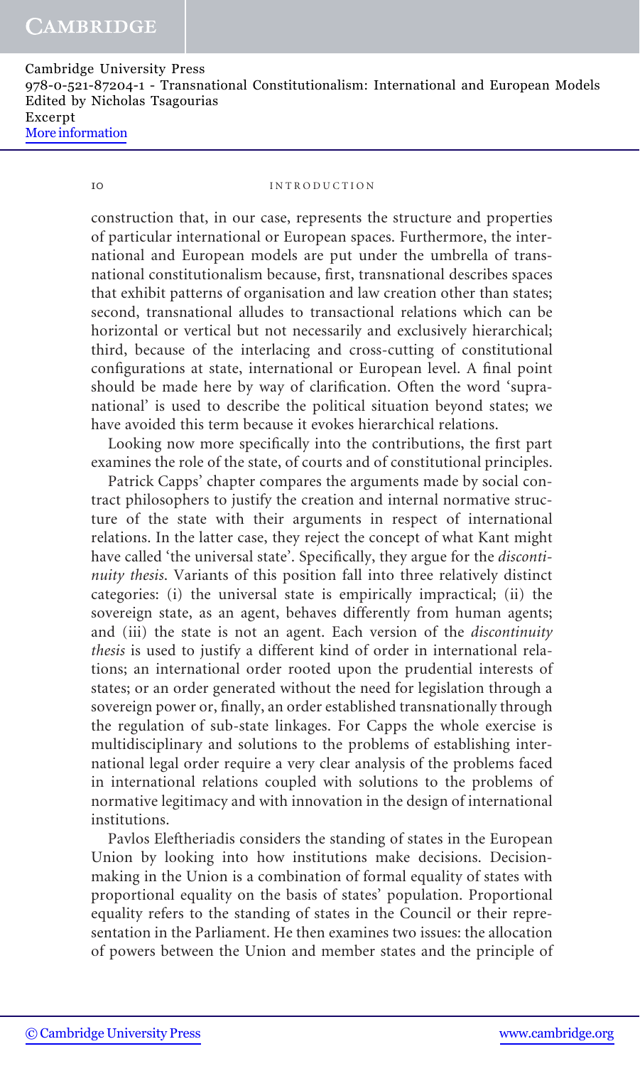construction that, in our case, represents the structure and properties of particular international or European spaces. Furthermore, the international and European models are put under the umbrella of transnational constitutionalism because, first, transnational describes spaces that exhibit patterns of organisation and law creation other than states; second, transnational alludes to transactional relations which can be horizontal or vertical but not necessarily and exclusively hierarchical; third, because of the interlacing and cross-cutting of constitutional configurations at state, international or European level. A final point should be made here by way of clarification. Often the word 'supranational' is used to describe the political situation beyond states; we have avoided this term because it evokes hierarchical relations.

Looking now more specifically into the contributions, the first part examines the role of the state, of courts and of constitutional principles.

Patrick Capps' chapter compares the arguments made by social contract philosophers to justify the creation and internal normative structure of the state with their arguments in respect of international relations. In the latter case, they reject the concept of what Kant might have called 'the universal state'. Specifically, they argue for the *discontinuity thesis*. Variants of this position fall into three relatively distinct categories: (i) the universal state is empirically impractical; (ii) the sovereign state, as an agent, behaves differently from human agents; and (iii) the state is not an agent. Each version of the *discontinuity thesis* is used to justify a different kind of order in international relations; an international order rooted upon the prudential interests of states; or an order generated without the need for legislation through a sovereign power or, finally, an order established transnationally through the regulation of sub-state linkages. For Capps the whole exercise is multidisciplinary and solutions to the problems of establishing international legal order require a very clear analysis of the problems faced in international relations coupled with solutions to the problems of normative legitimacy and with innovation in the design of international institutions.

Pavlos Eleftheriadis considers the standing of states in the European Union by looking into how institutions make decisions. Decision-making in the Union is a combination of formal equality of states with proportional equality on the basis of states' population. Proportional equality refers to the standing of states in the Council or their representation in the Parliament. He then examines two issues: the allocation of powers between the Union and member states and the principle of